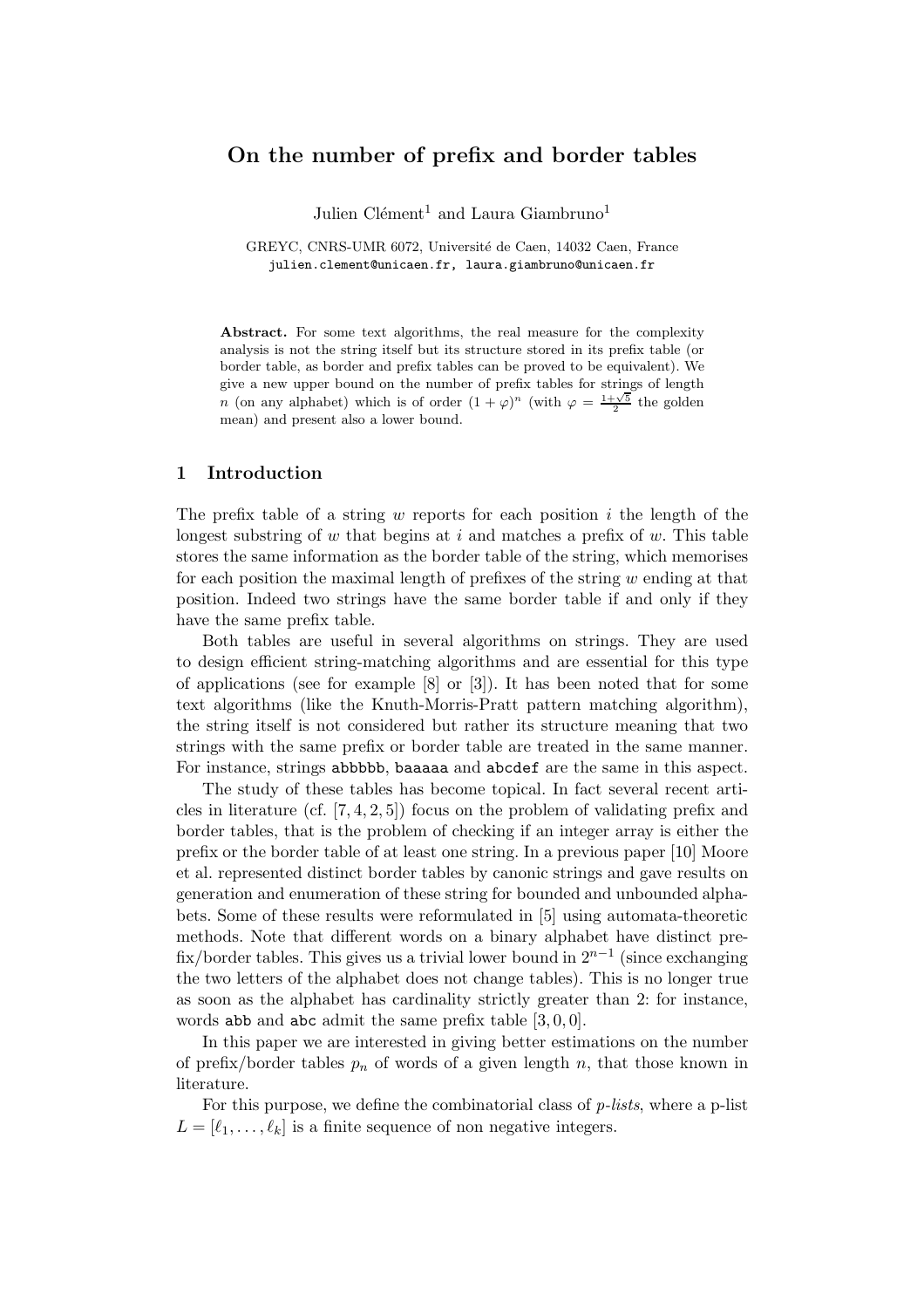# On the number of prefix and border tables

Julien Clément[1] and Laura Giambruno[1]

GREYC, CNRS-UMR 6072, Université de Caen, 14032 Caen, France
julien.clement@unicaen.fr, laura.giambruno@unicaen.fr

**Abstract.** For some text algorithms, the real measure for the complexity analysis is not the string itself but its structure stored in its prefix table (or border table, as border and prefix tables can be proved to be equivalent). We give a new upper bound on the number of prefix tables for strings of length $n$ (on any alphabet) which is of order $(1 + \varphi)^n$ (with $\varphi = \frac{1+\sqrt{5}}{2}$ the golden mean) and present also a lower bound.

## 1 Introduction

The prefix table of a string $w$ reports for each position $i$ the length of the longest substring of $w$ that begins at $i$ and matches a prefix of $w$. This table stores the same information as the border table of the string, which memorises for each position the maximal length of prefixes of the string $w$ ending at that position. Indeed two strings have the same border table if and only if they have the same prefix table.

Both tables are useful in several algorithms on strings. They are used to design efficient string-matching algorithms and are essential for this type of applications (see for example [8] or [3]). It has been noted that for some text algorithms (like the Knuth-Morris-Pratt pattern matching algorithm), the string itself is not considered but rather its structure meaning that two strings with the same prefix or border table are treated in the same manner. For instance, strings abbbbb, baaaaa and abcdef are the same in this aspect.

The study of these tables has become topical. In fact several recent articles in literature (cf. [7, 4, 2, 5]) focus on the problem of validating prefix and border tables, that is the problem of checking if an integer array is either the prefix or the border table of at least one string. In a previous paper [10] Moore et al. represented distinct border tables by canonic strings and gave results on generation and enumeration of these string for bounded and unbounded alphabets. Some of these results were reformulated in [5] using automata-theoretic methods. Note that different words on a binary alphabet have distinct prefix/border tables. This gives us a trivial lower bound in $2^{n-1}$ (since exchanging the two letters of the alphabet does not change tables). This is no longer true as soon as the alphabet has cardinality strictly greater than 2: for instance, words abb and abc admit the same prefix table $[3, 0, 0]$.

In this paper we are interested in giving better estimations on the number of prefix/border tables $p_n$ of words of a given length $n$, that those known in literature.

For this purpose, we define the combinatorial class of *p-lists*, where a p-list $L = [\ell_1, \ldots, \ell_k]$ is a finite sequence of non negative integers.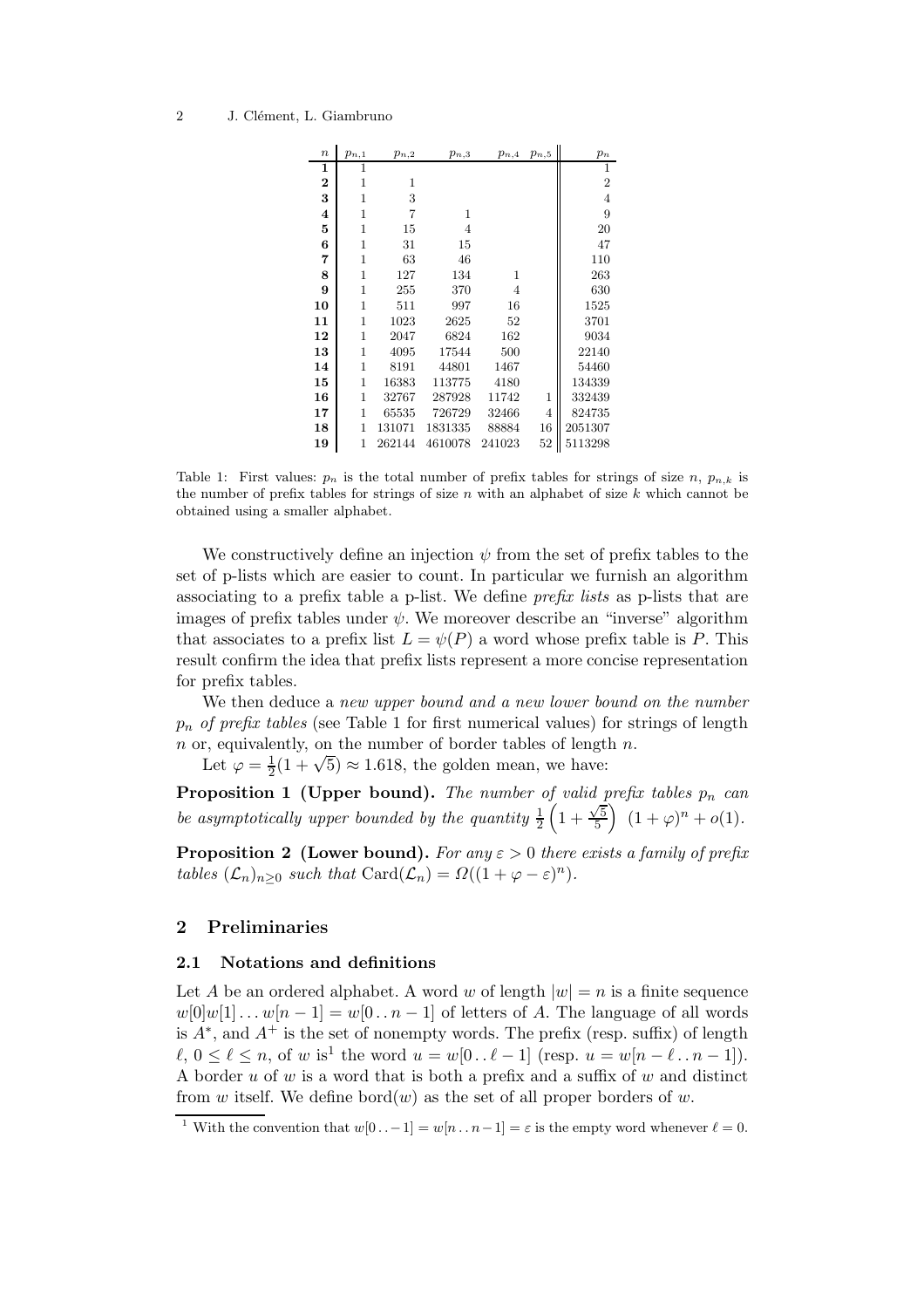| $n$ | $p_{n,1}$ | $p_{n,2}$ | $p_{n,3}$ | $p_{n,4}$ | $p_{n,5}$ | $p_n$ |
|---|---|---|---|---|---|---|
| **1** | 1 | | | | | 1 |
| **2** | 1 | 1 | | | | 2 |
| **3** | 1 | 3 | | | | 4 |
| **4** | 1 | 7 | 1 | | | 9 |
| **5** | 1 | 15 | 4 | | | 20 |
| **6** | 1 | 31 | 15 | | | 47 |
| **7** | 1 | 63 | 46 | | | 110 |
| **8** | 1 | 127 | 134 | 1 | | 263 |
| **9** | 1 | 255 | 370 | 4 | | 630 |
| **10** | 1 | 511 | 997 | 16 | | 1525 |
| **11** | 1 | 1023 | 2625 | 52 | | 3701 |
| **12** | 1 | 2047 | 6824 | 162 | | 9034 |
| **13** | 1 | 4095 | 17544 | 500 | | 22140 |
| **14** | 1 | 8191 | 44801 | 1467 | | 54460 |
| **15** | 1 | 16383 | 113775 | 4180 | | 134339 |
| **16** | 1 | 32767 | 287928 | 11742 | 1 | 332439 |
| **17** | 1 | 65535 | 726729 | 32466 | 4 | 824735 |
| **18** | 1 | 131071 | 1831335 | 88884 | 16 | 2051307 |
| **19** | 1 | 262144 | 4610078 | 241023 | 52 | 5113298 |

Table 1: First values: $p_n$ is the total number of prefix tables for strings of size $n$, $p_{n,k}$ is the number of prefix tables for strings of size $n$ with an alphabet of size $k$ which cannot be obtained using a smaller alphabet.

We constructively define an injection $\psi$ from the set of prefix tables to the set of p-lists which are easier to count. In particular we furnish an algorithm associating to a prefix table a p-list. We define *prefix lists* as p-lists that are images of prefix tables under $\psi$. We moreover describe an "inverse" algorithm that associates to a prefix list $L = \psi(P)$ a word whose prefix table is $P$. This result confirm the idea that prefix lists represent a more concise representation for prefix tables.

We then deduce a *new upper bound and a new lower bound on the number $p_n$ of prefix tables* (see Table 1 for first numerical values) for strings of length $n$ or, equivalently, on the number of border tables of length $n$.

Let $\varphi = \frac{1}{2}(1 + \sqrt{5}) \approx 1.618$, the golden mean, we have:

**Proposition 1 (Upper bound).** *The number of valid prefix tables $p_n$ can be asymptotically upper bounded by the quantity $\frac{1}{2}\left(1 + \frac{\sqrt{5}}{5}\right)\ (1 + \varphi)^n + o(1)$.*

**Proposition 2 (Lower bound).** *For any $\varepsilon > 0$ there exists a family of prefix tables $(\mathcal{L}_n)_{n\geq 0}$ such that* $\mathrm{Card}(\mathcal{L}_n) = \Omega((1 + \varphi - \varepsilon)^n)$.

## 2 Preliminaries

### 2.1 Notations and definitions

Let $A$ be an ordered alphabet. A word $w$ of length $|w| = n$ is a finite sequence $w[0]w[1] \ldots w[n-1] = w[0\,..\,n-1]$ of letters of $A$. The language of all words is $A^*$, and $A^+$ is the set of nonempty words. The prefix (resp. suffix) of length $\ell$, $0 \leq \ell \leq n$, of $w$ is[1] the word $u = w[0\,..\,\ell-1]$ (resp. $u = w[n-\ell\,..\,n-1]$). A border $u$ of $w$ is a word that is both a prefix and a suffix of $w$ and distinct from $w$ itself. We define $\mathrm{bord}(w)$ as the set of all proper borders of $w$.

[1] With the convention that $w[0\,..-1] = w[n\,..\,n-1] = \varepsilon$ is the empty word whenever $\ell = 0$.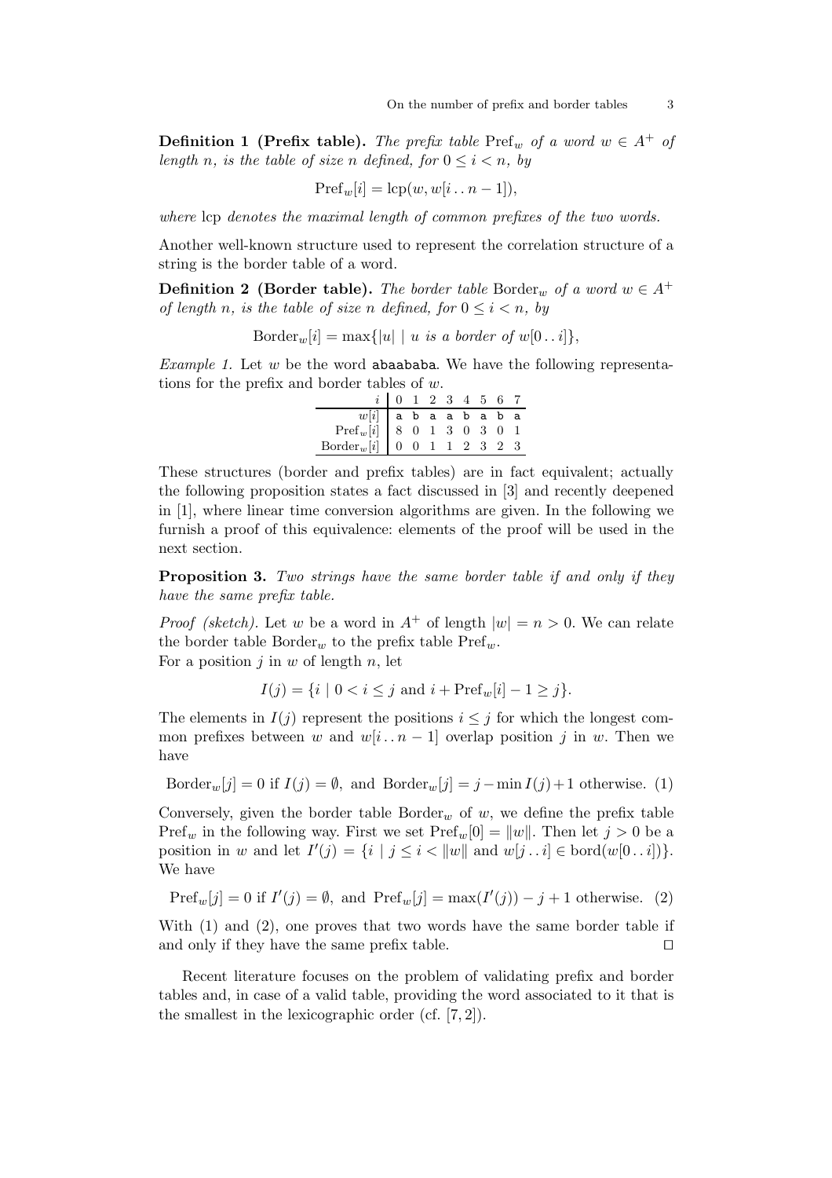**Definition 1 (Prefix table).** *The prefix table* $\mathrm{Pref}_w$ *of a word* $w \in A^+$ *of length* $n$*, is the table of size* $n$ *defined, for* $0 \le i < n$*, by*

$$\mathrm{Pref}_w[i] = \mathrm{lcp}(w, w[i\,.\,.\,n-1]),$$

*where* lcp *denotes the maximal length of common prefixes of the two words.*

Another well-known structure used to represent the correlation structure of a string is the border table of a word.

**Definition 2 (Border table).** *The border table* $\mathrm{Border}_w$ *of a word* $w \in A^+$ *of length* $n$*, is the table of size* $n$ *defined, for* $0 \le i < n$*, by*

$$\mathrm{Border}_w[i] = \max\{|u| \mid u \text{ is a border of } w[0\,.\,.\,i]\},$$

*Example 1.* Let $w$ be the word abaababa. We have the following representations for the prefix and border tables of $w$.

| $i$ | 0 | 1 | 2 | 3 | 4 | 5 | 6 | 7 |
|---|---|---|---|---|---|---|---|---|
| $w[i]$ | a | b | a | a | b | a | b | a |
| $\mathrm{Pref}_w[i]$ | 8 | 0 | 1 | 3 | 0 | 3 | 0 | 1 |
| $\mathrm{Border}_w[i]$ | 0 | 0 | 1 | 1 | 2 | 3 | 2 | 3 |

These structures (border and prefix tables) are in fact equivalent; actually the following proposition states a fact discussed in [3] and recently deepened in [1], where linear time conversion algorithms are given. In the following we furnish a proof of this equivalence: elements of the proof will be used in the next section.

**Proposition 3.** *Two strings have the same border table if and only if they have the same prefix table.*

*Proof (sketch).* Let $w$ be a word in $A^+$ of length $|w| = n > 0$. We can relate the border table $\mathrm{Border}_w$ to the prefix table $\mathrm{Pref}_w$.
For a position $j$ in $w$ of length $n$, let

$$I(j) = \{i \mid 0 < i \le j \text{ and } i + \mathrm{Pref}_w[i] - 1 \ge j\}.$$

The elements in $I(j)$ represent the positions $i \le j$ for which the longest common prefixes between $w$ and $w[i\,.\,.\,n-1]$ overlap position $j$ in $w$. Then we have

$$\mathrm{Border}_w[j] = 0 \text{ if } I(j) = \emptyset, \text{ and } \mathrm{Border}_w[j] = j - \min I(j) + 1 \text{ otherwise. } (1)$$

Conversely, given the border table $\mathrm{Border}_w$ of $w$, we define the prefix table $\mathrm{Pref}_w$ in the following way. First we set $\mathrm{Pref}_w[0] = \|w\|$. Then let $j > 0$ be a position in $w$ and let $I'(j) = \{i \mid j \le i < \|w\| \text{ and } w[j\,.\,.\,i] \in \mathrm{bord}(w[0\,.\,.\,i])\}$. We have

$$\mathrm{Pref}_w[j] = 0 \text{ if } I'(j) = \emptyset, \text{ and } \mathrm{Pref}_w[j] = \max(I'(j)) - j + 1 \text{ otherwise. } (2)$$

With (1) and (2), one proves that two words have the same border table if and only if they have the same prefix table. ⊓⊔

Recent literature focuses on the problem of validating prefix and border tables and, in case of a valid table, providing the word associated to it that is the smallest in the lexicographic order (cf. [7, 2]).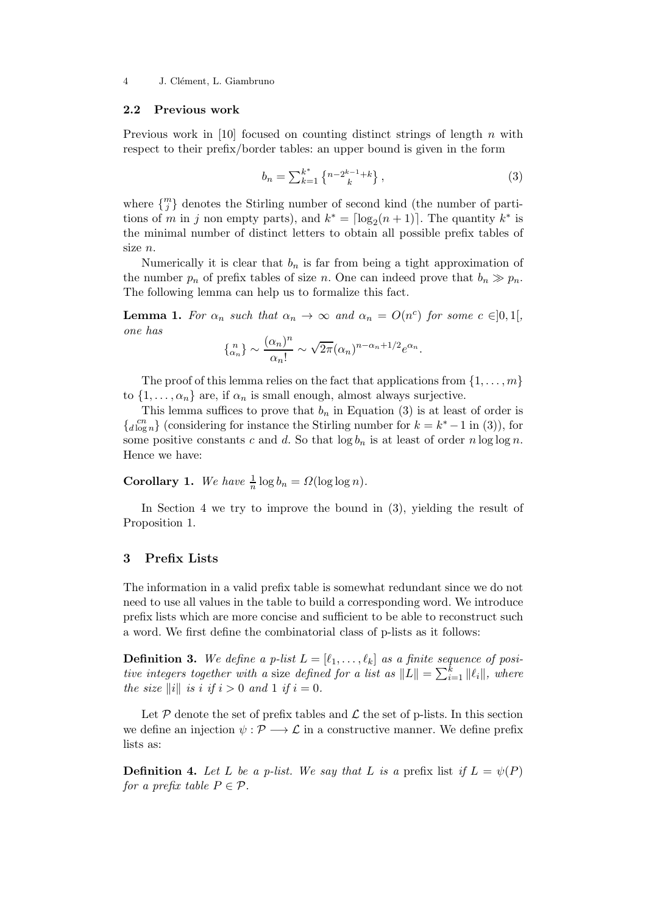### 2.2 Previous work

Previous work in [10] focused on counting distinct strings of length $n$ with respect to their prefix/border tables: an upper bound is given in the form

$$b_n = \sum_{k=1}^{k^*} \left\{ {n-2^{k-1}+k \atop k} \right\}, \tag{3}$$

where $\left\{ {m \atop j} \right\}$ denotes the Stirling number of second kind (the number of partitions of $m$ in $j$ non empty parts), and $k^* = \lceil \log_2(n+1) \rceil$. The quantity $k^*$ is the minimal number of distinct letters to obtain all possible prefix tables of size $n$.

Numerically it is clear that $b_n$ is far from being a tight approximation of the number $p_n$ of prefix tables of size $n$. One can indeed prove that $b_n \gg p_n$. The following lemma can help us to formalize this fact.

**Lemma 1.** *For $\alpha_n$ such that $\alpha_n \to \infty$ and $\alpha_n = O(n^c)$ for some $c \in ]0,1[$, one has*

$$\left\{ {n \atop \alpha_n} \right\} \sim \frac{(\alpha_n)^n}{\alpha_n!} \sim \sqrt{2\pi} (\alpha_n)^{n-\alpha_n+1/2} e^{\alpha_n}.$$

The proof of this lemma relies on the fact that applications from $\{1,\ldots,m\}$ to $\{1,\ldots,\alpha_n\}$ are, if $\alpha_n$ is small enough, almost always surjective.

This lemma suffices to prove that $b_n$ in Equation (3) is at least of order is $\left\{ {cn \atop d\log n} \right\}$ (considering for instance the Stirling number for $k = k^* - 1$ in (3)), for some positive constants $c$ and $d$. So that $\log b_n$ is at least of order $n \log\log n$. Hence we have:

**Corollary 1.** *We have $\frac{1}{n} \log b_n = \Omega(\log\log n)$.*

In Section 4 we try to improve the bound in (3), yielding the result of Proposition 1.

## 3 Prefix Lists

The information in a valid prefix table is somewhat redundant since we do not need to use all values in the table to build a corresponding word. We introduce prefix lists which are more concise and sufficient to be able to reconstruct such a word. We first define the combinatorial class of p-lists as it follows:

**Definition 3.** *We define a p-list $L = [\ell_1, \ldots, \ell_k]$ as a finite sequence of positive integers together with a* size *defined for a list as $\|L\| = \sum_{i=1}^{k} \|\ell_i\|$, where the size $\|i\|$ is $i$ if $i > 0$ and $1$ if $i = 0$.*

Let $\mathcal{P}$ denote the set of prefix tables and $\mathcal{L}$ the set of p-lists. In this section we define an injection $\psi : \mathcal{P} \longrightarrow \mathcal{L}$ in a constructive manner. We define prefix lists as:

**Definition 4.** *Let $L$ be a p-list. We say that $L$ is a* prefix list *if $L = \psi(P)$ for a prefix table $P \in \mathcal{P}$.*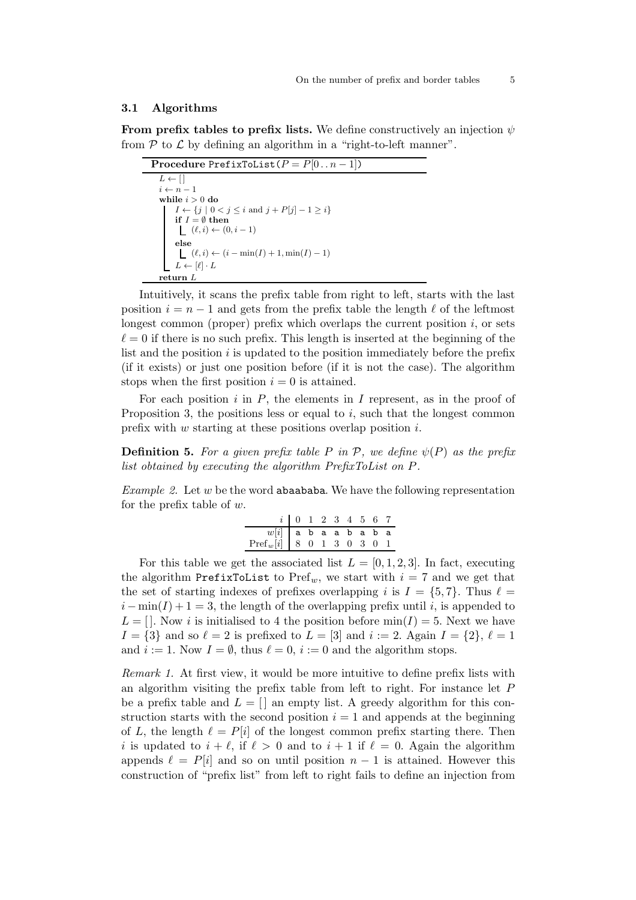### 3.1 Algorithms

**From prefix tables to prefix lists.** We define constructively an injection $\psi$ from $\mathcal{P}$ to $\mathcal{L}$ by defining an algorithm in a "right-to-left manner".

```
Procedure PrefixToList(P = P[0..n-1])
  L ← []
  i ← n - 1
  while i > 0 do
    I ← {j | 0 < j ≤ i and j + P[j] - 1 ≥ i}
    if I = ∅ then
      (ℓ, i) ← (0, i - 1)
    else
      (ℓ, i) ← (i - min(I) + 1, min(I) - 1)
    L ← [ℓ] · L
  return L
```

Intuitively, it scans the prefix table from right to left, starts with the last position $i = n-1$ and gets from the prefix table the length $\ell$ of the leftmost longest common (proper) prefix which overlaps the current position $i$, or sets $\ell = 0$ if there is no such prefix. This length is inserted at the beginning of the list and the position $i$ is updated to the position immediately before the prefix (if it exists) or just one position before (if it is not the case). The algorithm stops when the first position $i = 0$ is attained.

For each position $i$ in $P$, the elements in $I$ represent, as in the proof of Proposition 3, the positions less or equal to $i$, such that the longest common prefix with $w$ starting at these positions overlap position $i$.

**Definition 5.** *For a given prefix table $P$ in $\mathcal{P}$, we define $\psi(P)$ as the prefix list obtained by executing the algorithm PrefixToList on $P$.*

*Example 2.* Let $w$ be the word abaababa. We have the following representation for the prefix table of $w$.

| $i$ | 0 | 1 | 2 | 3 | 4 | 5 | 6 | 7 |
|---|---|---|---|---|---|---|---|---|
| $w[i]$ | a | b | a | a | b | a | b | a |
| $\text{Pref}_w[i]$ | 8 | 0 | 1 | 3 | 0 | 3 | 0 | 1 |

For this table we get the associated list $L = [0, 1, 2, 3]$. In fact, executing the algorithm PrefixToList to $\text{Pref}_w$, we start with $i = 7$ and we get that the set of starting indexes of prefixes overlapping $i$ is $I = \{5, 7\}$. Thus $\ell = i - \min(I) + 1 = 3$, the length of the overlapping prefix until $i$, is appended to $L = [\,]$. Now $i$ is initialised to 4 the position before $\min(I) = 5$. Next we have $I = \{3\}$ and so $\ell = 2$ is prefixed to $L = [3]$ and $i := 2$. Again $I = \{2\}$, $\ell = 1$ and $i := 1$. Now $I = \emptyset$, thus $\ell = 0$, $i := 0$ and the algorithm stops.

*Remark 1.* At first view, it would be more intuitive to define prefix lists with an algorithm visiting the prefix table from left to right. For instance let $P$ be a prefix table and $L = [\,]$ an empty list. A greedy algorithm for this construction starts with the second position $i = 1$ and appends at the beginning of $L$, the length $\ell = P[i]$ of the longest common prefix starting there. Then $i$ is updated to $i + \ell$, if $\ell > 0$ and to $i + 1$ if $\ell = 0$. Again the algorithm appends $\ell = P[i]$ and so on until position $n - 1$ is attained. However this construction of "prefix list" from left to right fails to define an injection from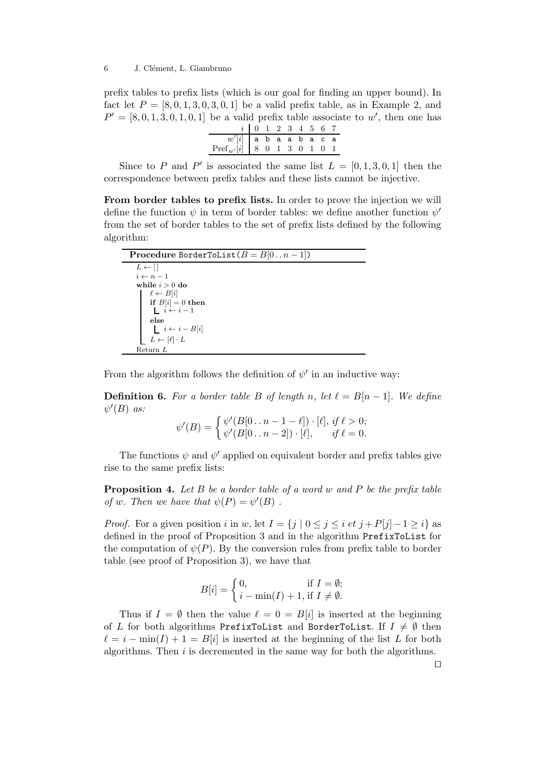prefix tables to prefix lists (which is our goal for finding an upper bound). In fact let $P = [8, 0, 1, 3, 0, 3, 0, 1]$ be a valid prefix table, as in Example 2, and $P' = [8, 0, 1, 3, 0, 1, 0, 1]$ be a valid prefix table associate to $w'$, then one has

| $i$ | 0 | 1 | 2 | 3 | 4 | 5 | 6 | 7 |
|---|---|---|---|---|---|---|---|---|
| $w'[i]$ | a | b | a | a | b | a | c | a |
| $\mathrm{Pref}_{w'}[i]$ | 8 | 0 | 1 | 3 | 0 | 1 | 0 | 1 |

Since to $P$ and $P'$ is associated the same list $L = [0, 1, 3, 0, 1]$ then the correspondence between prefix tables and these lists cannot be injective.

**From border tables to prefix lists.** In order to prove the injection we will define the function $\psi$ in term of border tables: we define another function $\psi'$ from the set of border tables to the set of prefix lists defined by the following algorithm:

```
Procedure BorderToList(B = B[0..n−1])
L ← []
i ← n − 1
while i > 0 do
    ℓ ← B[i]
    if B[i] = 0 then
        i ← i − 1
    else
        i ← i − B[i]
    L ← [ℓ] · L
Return L
```

From the algorithm follows the definition of $\psi'$ in an inductive way:

**Definition 6.** *For a border table $B$ of length $n$, let $\ell = B[n-1]$. We define $\psi'(B)$ as:*

$$\psi'(B) = \begin{cases} \psi'(B[0\,.\,.\,n-1-\ell]) \cdot [\ell], & \text{if } \ell > 0; \\ \psi'(B[0\,.\,.\,n-2]) \cdot [\ell], & \text{if } \ell = 0. \end{cases}$$

The functions $\psi$ and $\psi'$ applied on equivalent border and prefix tables give rise to the same prefix lists:

**Proposition 4.** *Let $B$ be a border table of a word $w$ and $P$ be the prefix table of $w$. Then we have that $\psi(P) = \psi'(B)$ .*

*Proof.* For a given position $i$ in $w$, let $I = \{j \mid 0 \le j \le i \text{ et } j + P[j] - 1 \ge i\}$ as defined in the proof of Proposition 3 and in the algorithm `PrefixToList` for the computation of $\psi(P)$. By the conversion rules from prefix table to border table (see proof of Proposition 3), we have that

$$B[i] = \begin{cases} 0, & \text{if } I = \emptyset; \\ i - \min(I) + 1, & \text{if } I \neq \emptyset. \end{cases}$$

Thus if $I = \emptyset$ then the value $\ell = 0 = B[i]$ is inserted at the beginning of $L$ for both algorithms `PrefixToList` and `BorderToList`. If $I \neq \emptyset$ then $\ell = i - \min(I) + 1 = B[i]$ is inserted at the beginning of the list $L$ for both algorithms. Then $i$ is decremented in the same way for both the algorithms.

$\square$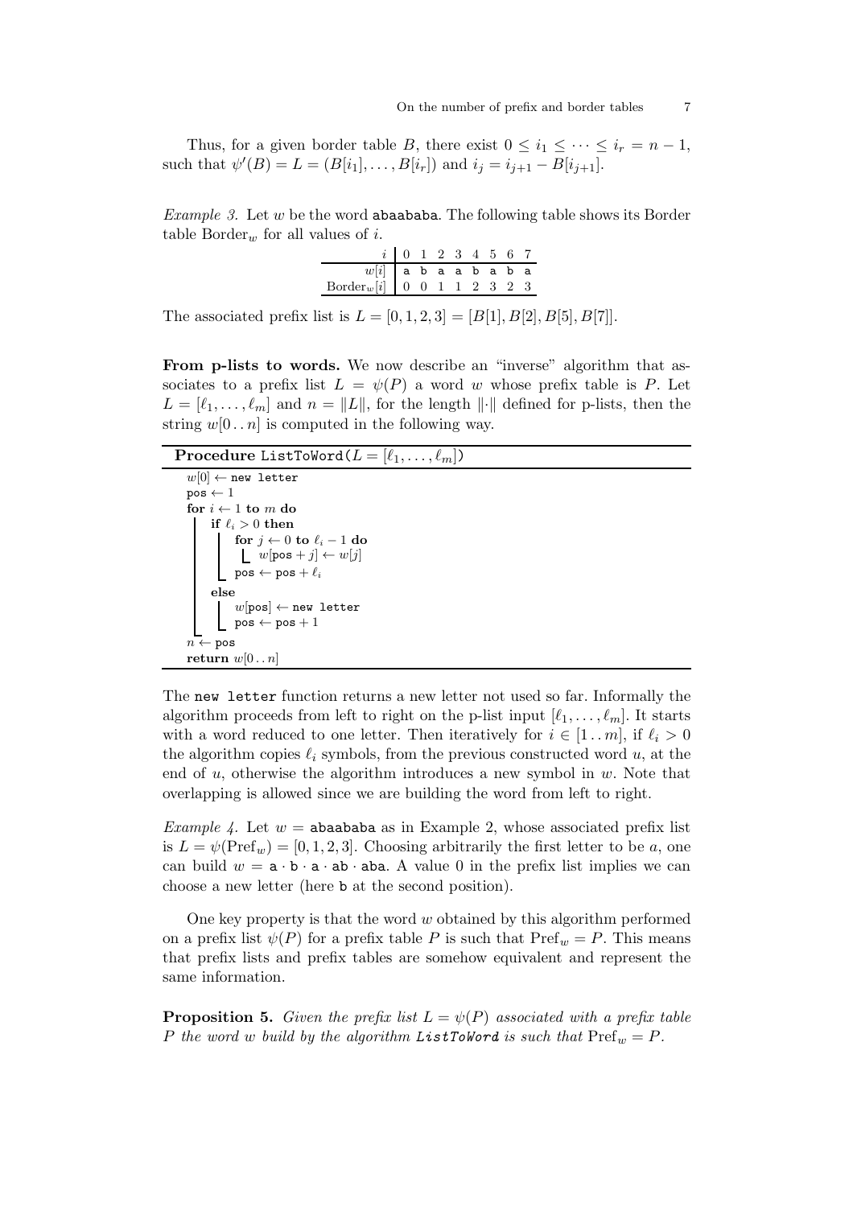Thus, for a given border table $B$, there exist $0 \le i_1 \le \cdots \le i_r = n-1$, such that $\psi'(B) = L = (B[i_1], \ldots, B[i_r])$ and $i_j = i_{j+1} - B[i_{j+1}]$.

*Example 3.* Let $w$ be the word abaababa. The following table shows its Border table $\text{Border}_w$ for all values of $i$.

| $i$ | 0 | 1 | 2 | 3 | 4 | 5 | 6 | 7 |
|---|---|---|---|---|---|---|---|---|
| $w[i]$ | a | b | a | a | b | a | b | a |
| $\text{Border}_w[i]$ | 0 | 0 | 1 | 1 | 2 | 3 | 2 | 3 |

The associated prefix list is $L = [0, 1, 2, 3] = [B[1], B[2], B[5], B[7]]$.

**From p-lists to words.** We now describe an "inverse" algorithm that associates to a prefix list $L = \psi(P)$ a word $w$ whose prefix table is $P$. Let $L = [\ell_1, \ldots, \ell_m]$ and $n = \|L\|$, for the length $\|\cdot\|$ defined for p-lists, then the string $w[0 \,..\, n]$ is computed in the following way.

**Procedure** ListToWord($L = [\ell_1, \ldots, \ell_m]$)

```
w[0] ← new letter
pos ← 1
for i ← 1 to m do
    if ℓ_i > 0 then
        for j ← 0 to ℓ_i − 1 do
            w[pos + j] ← w[j]
        pos ← pos + ℓ_i
    else
        w[pos] ← new letter
        pos ← pos + 1
n ← pos
return w[0 .. n]
```

The new letter function returns a new letter not used so far. Informally the algorithm proceeds from left to right on the p-list input $[\ell_1, \ldots, \ell_m]$. It starts with a word reduced to one letter. Then iteratively for $i \in [1 \,..\, m]$, if $\ell_i > 0$ the algorithm copies $\ell_i$ symbols, from the previous constructed word $u$, at the end of $u$, otherwise the algorithm introduces a new symbol in $w$. Note that overlapping is allowed since we are building the word from left to right.

*Example 4.* Let $w =$ abaababa as in Example 2, whose associated prefix list is $L = \psi(\text{Pref}_w) = [0, 1, 2, 3]$. Choosing arbitrarily the first letter to be $a$, one can build $w = \texttt{a} \cdot \texttt{b} \cdot \texttt{a} \cdot \texttt{ab} \cdot \texttt{aba}$. A value 0 in the prefix list implies we can choose a new letter (here b at the second position).

One key property is that the word $w$ obtained by this algorithm performed on a prefix list $\psi(P)$ for a prefix table $P$ is such that $\text{Pref}_w = P$. This means that prefix lists and prefix tables are somehow equivalent and represent the same information.

**Proposition 5.** *Given the prefix list $L = \psi(P)$ associated with a prefix table $P$ the word $w$ build by the algorithm **ListToWord** is such that $\text{Pref}_w = P$.*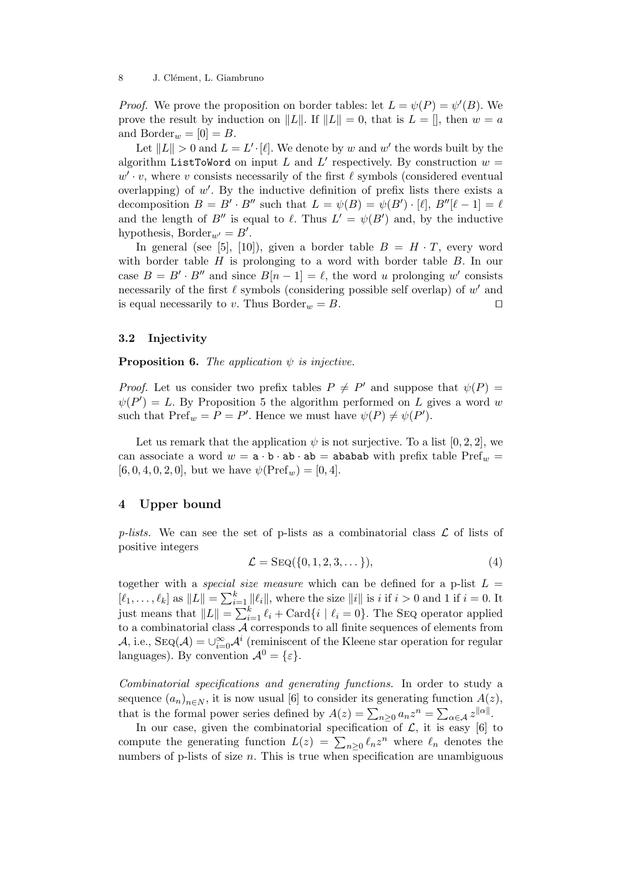*Proof.* We prove the proposition on border tables: let $L = \psi(P) = \psi'(B)$. We prove the result by induction on $\|L\|$. If $\|L\| = 0$, that is $L = []$, then $w = a$ and $\text{Border}_w = [0] = B$.

Let $\|L\| > 0$ and $L = L' \cdot [\ell]$. We denote by $w$ and $w'$ the words built by the algorithm `ListToWord` on input $L$ and $L'$ respectively. By construction $w = w' \cdot v$, where $v$ consists necessarily of the first $\ell$ symbols (considered eventual overlapping) of $w'$. By the inductive definition of prefix lists there exists a decomposition $B = B' \cdot B''$ such that $L = \psi(B) = \psi(B') \cdot [\ell]$, $B''[\ell - 1] = \ell$ and the length of $B''$ is equal to $\ell$. Thus $L' = \psi(B')$ and, by the inductive hypothesis, $\text{Border}_{w'} = B'$.

In general (see [5], [10]), given a border table $B = H \cdot T$, every word with border table $H$ is prolonging to a word with border table $B$. In our case $B = B' \cdot B''$ and since $B[n-1] = \ell$, the word $u$ prolonging $w'$ consists necessarily of the first $\ell$ symbols (considering possible self overlap) of $w'$ and is equal necessarily to $v$. Thus $\text{Border}_w = B$. □

### 3.2 Injectivity

**Proposition 6.** *The application $\psi$ is injective.*

*Proof.* Let us consider two prefix tables $P \neq P'$ and suppose that $\psi(P) = \psi(P') = L$. By Proposition 5 the algorithm performed on $L$ gives a word $w$ such that $\text{Pref}_w = P = P'$. Hence we must have $\psi(P) \neq \psi(P')$.

Let us remark that the application $\psi$ is not surjective. To a list $[0, 2, 2]$, we can associate a word $w = \texttt{a} \cdot \texttt{b} \cdot \texttt{ab} \cdot \texttt{ab} = \texttt{ababab}$ with prefix table $\text{Pref}_w = [6, 0, 4, 0, 2, 0]$, but we have $\psi(\text{Pref}_w) = [0, 4]$.

## 4 Upper bound

*p-lists.* We can see the set of p-lists as a combinatorial class $\mathcal{L}$ of lists of positive integers

$$\mathcal{L} = \text{SEQ}(\{0, 1, 2, 3, \dots\}), \tag{4}$$

together with a *special size measure* which can be defined for a p-list $L = [\ell_1, \dots, \ell_k]$ as $\|L\| = \sum_{i=1}^{k} \|\ell_i\|$, where the size $\|i\|$ is $i$ if $i > 0$ and 1 if $i = 0$. It just means that $\|L\| = \sum_{i=1}^{k} \ell_i + \text{Card}\{i \mid \ell_i = 0\}$. The SEQ operator applied to a combinatorial class $\mathcal{A}$ corresponds to all finite sequences of elements from $\mathcal{A}$, i.e., $\text{SEQ}(\mathcal{A}) = \cup_{i=0}^{\infty} \mathcal{A}^i$ (reminiscent of the Kleene star operation for regular languages). By convention $\mathcal{A}^0 = \{\varepsilon\}$.

*Combinatorial specifications and generating functions.* In order to study a sequence $(a_n)_{n \in N}$, it is now usual [6] to consider its generating function $A(z)$, that is the formal power series defined by $A(z) = \sum_{n \geq 0} a_n z^n = \sum_{\alpha \in \mathcal{A}} z^{\|\alpha\|}$.

In our case, given the combinatorial specification of $\mathcal{L}$, it is easy [6] to compute the generating function $L(z) = \sum_{n \geq 0} \ell_n z^n$ where $\ell_n$ denotes the numbers of p-lists of size $n$. This is true when specification are unambiguous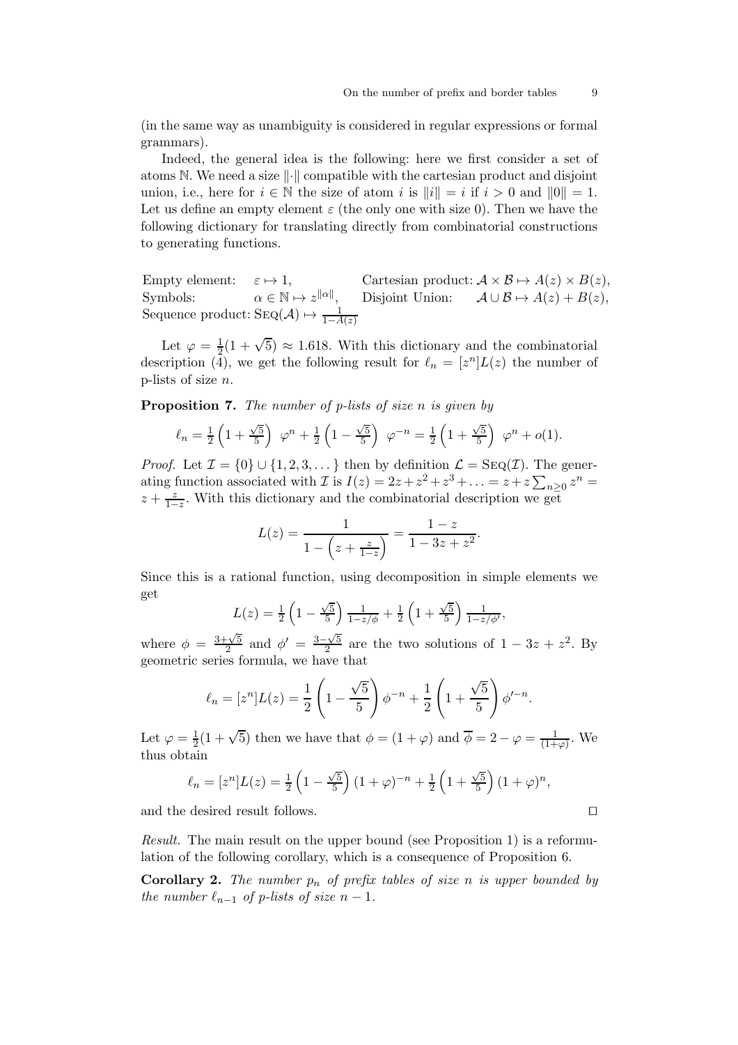(in the same way as unambiguity is considered in regular expressions or formal grammars).

Indeed, the general idea is the following: here we first consider a set of atoms $\mathbb{N}$. We need a size $\|\cdot\|$ compatible with the cartesian product and disjoint union, i.e., here for $i \in \mathbb{N}$ the size of atom $i$ is $\|i\| = i$ if $i > 0$ and $\|0\| = 1$. Let us define an empty element $\varepsilon$ (the only one with size 0). Then we have the following dictionary for translating directly from combinatorial constructions to generating functions.

Empty element: $\varepsilon \mapsto 1$, Cartesian product: $\mathcal{A} \times \mathcal{B} \mapsto A(z) \times B(z)$,
Symbols: $\alpha \in \mathbb{N} \mapsto z^{\|\alpha\|}$, Disjoint Union: $\mathcal{A} \cup \mathcal{B} \mapsto A(z) + B(z)$,
Sequence product: $\textsc{Seq}(\mathcal{A}) \mapsto \frac{1}{1-A(z)}$

Let $\varphi = \frac{1}{2}(1+\sqrt{5}) \approx 1.618$. With this dictionary and the combinatorial description (4), we get the following result for $\ell_n = [z^n]L(z)$ the number of p-lists of size $n$.

**Proposition 7.** *The number of p-lists of size $n$ is given by*

$$\ell_n = \tfrac{1}{2}\left(1+\tfrac{\sqrt{5}}{5}\right)\ \varphi^n + \tfrac{1}{2}\left(1-\tfrac{\sqrt{5}}{5}\right)\ \varphi^{-n} = \tfrac{1}{2}\left(1+\tfrac{\sqrt{5}}{5}\right)\ \varphi^n + o(1).$$

*Proof.* Let $\mathcal{I} = \{0\} \cup \{1,2,3,\dots\}$ then by definition $\mathcal{L} = \textsc{Seq}(\mathcal{I})$. The generating function associated with $\mathcal{I}$ is $I(z) = 2z + z^2 + z^3 + \ldots = z + z\sum_{n\geq 0} z^n = z + \frac{z}{1-z}$. With this dictionary and the combinatorial description we get

$$L(z) = \frac{1}{1-\left(z+\frac{z}{1-z}\right)} = \frac{1-z}{1-3z+z^2}.$$

Since this is a rational function, using decomposition in simple elements we get

$$L(z) = \tfrac{1}{2}\left(1-\tfrac{\sqrt{5}}{5}\right)\tfrac{1}{1-z/\phi} + \tfrac{1}{2}\left(1+\tfrac{\sqrt{5}}{5}\right)\tfrac{1}{1-z/\phi'},$$

where $\phi = \frac{3+\sqrt{5}}{2}$ and $\phi' = \frac{3-\sqrt{5}}{2}$ are the two solutions of $1-3z+z^2$. By geometric series formula, we have that

$$\ell_n = [z^n]L(z) = \frac{1}{2}\left(1-\frac{\sqrt{5}}{5}\right)\phi^{-n} + \frac{1}{2}\left(1+\frac{\sqrt{5}}{5}\right)\phi'^{-n}.$$

Let $\varphi = \frac{1}{2}(1+\sqrt{5})$ then we have that $\phi = (1+\varphi)$ and $\overline{\phi} = 2-\varphi = \frac{1}{(1+\varphi)}$. We thus obtain

$$\ell_n = [z^n]L(z) = \tfrac{1}{2}\left(1-\tfrac{\sqrt{5}}{5}\right)(1+\varphi)^{-n} + \tfrac{1}{2}\left(1+\tfrac{\sqrt{5}}{5}\right)(1+\varphi)^{n},$$

and the desired result follows. □

*Result.* The main result on the upper bound (see Proposition 1) is a reformulation of the following corollary, which is a consequence of Proposition 6.

**Corollary 2.** *The number $p_n$ of prefix tables of size $n$ is upper bounded by the number $\ell_{n-1}$ of p-lists of size $n-1$.*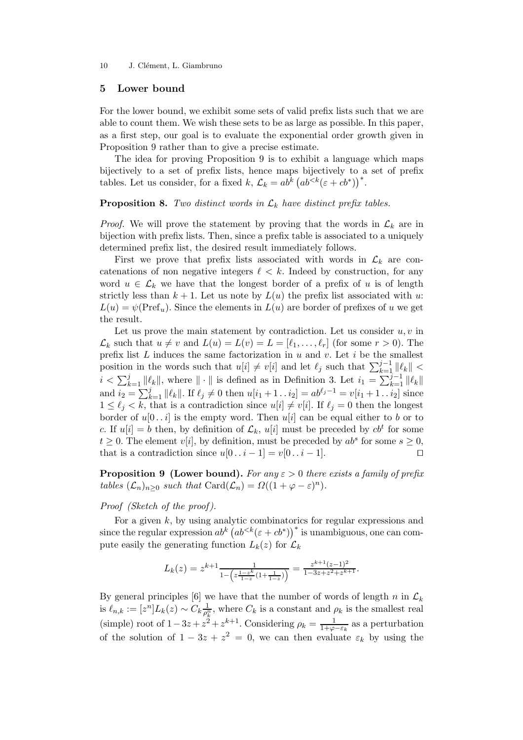## 5 Lower bound

For the lower bound, we exhibit some sets of valid prefix lists such that we are able to count them. We wish these sets to be as large as possible. In this paper, as a first step, our goal is to evaluate the exponential order growth given in Proposition 9 rather than to give a precise estimate.

The idea for proving Proposition 9 is to exhibit a language which maps bijectively to a set of prefix lists, hence maps bijectively to a set of prefix tables. Let us consider, for a fixed $k$, $\mathcal{L}_k = ab^k \left(ab^{<k}(\varepsilon + cb^*)\right)^*$.

**Proposition 8.** *Two distinct words in $\mathcal{L}_k$ have distinct prefix tables.*

*Proof.* We will prove the statement by proving that the words in $\mathcal{L}_k$ are in bijection with prefix lists. Then, since a prefix table is associated to a uniquely determined prefix list, the desired result immediately follows.

First we prove that prefix lists associated with words in $\mathcal{L}_k$ are concatenations of non negative integers $\ell < k$. Indeed by construction, for any word $u \in \mathcal{L}_k$ we have that the longest border of a prefix of $u$ is of length strictly less than $k+1$. Let us note by $L(u)$ the prefix list associated with $u$: $L(u) = \psi(\mathrm{Pref}_u)$. Since the elements in $L(u)$ are border of prefixes of $u$ we get the result.

Let us prove the main statement by contradiction. Let us consider $u, v$ in $\mathcal{L}_k$ such that $u \neq v$ and $L(u) = L(v) = L = [\ell_1, \ldots, \ell_r]$ (for some $r > 0$). The prefix list $L$ induces the same factorization in $u$ and $v$. Let $i$ be the smallest position in the words such that $u[i] \neq v[i]$ and let $\ell_j$ such that $\sum_{k=1}^{j-1} \|\ell_k\| < i < \sum_{k=1}^{j} \|\ell_k\|$, where $\|\cdot\|$ is defined as in Definition 3. Let $i_1 = \sum_{k=1}^{j-1} \|\ell_k\|$ and $i_2 = \sum_{k=1}^{j} \|\ell_k\|$. If $\ell_j \neq 0$ then $u[i_1+1 \,..\, i_2] = ab^{\ell_j - 1} = v[i_1+1 \,..\, i_2]$ since $1 \leq \ell_j < k$, that is a contradiction since $u[i] \neq v[i]$. If $\ell_j = 0$ then the longest border of $u[0 \,..\, i]$ is the empty word. Then $u[i]$ can be equal either to $b$ or to $c$. If $u[i] = b$ then, by definition of $\mathcal{L}_k$, $u[i]$ must be preceded by $cb^t$ for some $t \geq 0$. The element $v[i]$, by definition, must be preceded by $ab^s$ for some $s \geq 0$, that is a contradiction since $u[0 \,..\, i-1] = v[0 \,..\, i-1]$. $\square$

**Proposition 9 (Lower bound).** *For any $\varepsilon > 0$ there exists a family of prefix tables $(\mathcal{L}_n)_{n \geq 0}$ such that $\mathrm{Card}(\mathcal{L}_n) = \Omega((1 + \varphi - \varepsilon)^n)$.*

*Proof (Sketch of the proof).*

For a given $k$, by using analytic combinatorics for regular expressions and since the regular expression $ab^k \left(ab^{<k}(\varepsilon + cb^*)\right)^*$ is unambiguous, one can compute easily the generating function $L_k(z)$ for $\mathcal{L}_k$

$$L_k(z) = z^{k+1} \frac{1}{1 - \left(z \frac{1 - z^k}{1 - z}\left(1 + \frac{1}{1 - z}\right)\right)} = \frac{z^{k+1}(z-1)^2}{1 - 3z + z^2 + z^{k+1}}.$$

By general principles [6] we have that the number of words of length $n$ in $\mathcal{L}_k$ is $\ell_{n,k} := [z^n] L_k(z) \sim C_k \frac{1}{\rho_k^n}$, where $C_k$ is a constant and $\rho_k$ is the smallest real (simple) root of $1 - 3z + z^2 + z^{k+1}$. Considering $\rho_k = \frac{1}{1 + \varphi - \varepsilon_k}$ as a perturbation of the solution of $1 - 3z + z^2 = 0$, we can then evaluate $\varepsilon_k$ by using the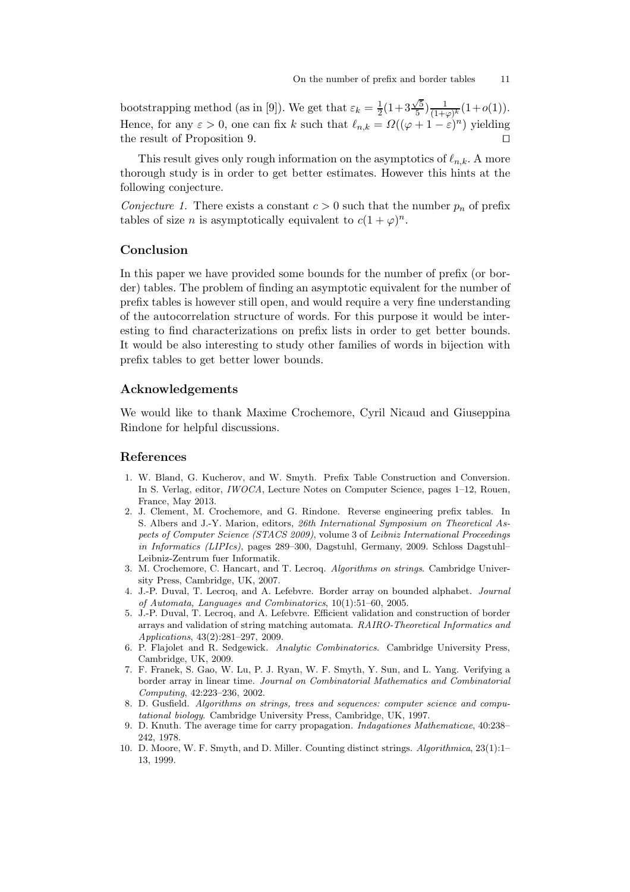bootstrapping method (as in [9]). We get that $\varepsilon_k = \frac{1}{2}(1+3\frac{\sqrt{5}}{5})\frac{1}{(1+\varphi)^k}(1+o(1))$. Hence, for any $\varepsilon > 0$, one can fix $k$ such that $\ell_{n,k} = \Omega((\varphi + 1 - \varepsilon)^n)$ yielding the result of Proposition 9. ◻

This result gives only rough information on the asymptotics of $\ell_{n,k}$. A more thorough study is in order to get better estimates. However this hints at the following conjecture.

*Conjecture 1.* There exists a constant $c > 0$ such that the number $p_n$ of prefix tables of size $n$ is asymptotically equivalent to $c(1 + \varphi)^n$.

## Conclusion

In this paper we have provided some bounds for the number of prefix (or border) tables. The problem of finding an asymptotic equivalent for the number of prefix tables is however still open, and would require a very fine understanding of the autocorrelation structure of words. For this purpose it would be interesting to find characterizations on prefix lists in order to get better bounds. It would be also interesting to study other families of words in bijection with prefix tables to get better lower bounds.

## Acknowledgements

We would like to thank Maxime Crochemore, Cyril Nicaud and Giuseppina Rindone for helpful discussions.

## References

1. W. Bland, G. Kucherov, and W. Smyth. Prefix Table Construction and Conversion. In S. Verlag, editor, *IWOCA*, Lecture Notes on Computer Science, pages 1–12, Rouen, France, May 2013.
2. J. Clement, M. Crochemore, and G. Rindone. Reverse engineering prefix tables. In S. Albers and J.-Y. Marion, editors, *26th International Symposium on Theoretical Aspects of Computer Science (STACS 2009)*, volume 3 of *Leibniz International Proceedings in Informatics (LIPIcs)*, pages 289–300, Dagstuhl, Germany, 2009. Schloss Dagstuhl–Leibniz-Zentrum fuer Informatik.
3. M. Crochemore, C. Hancart, and T. Lecroq. *Algorithms on strings*. Cambridge University Press, Cambridge, UK, 2007.
4. J.-P. Duval, T. Lecroq, and A. Lefebvre. Border array on bounded alphabet. *Journal of Automata, Languages and Combinatorics*, 10(1):51–60, 2005.
5. J.-P. Duval, T. Lecroq, and A. Lefebvre. Efficient validation and construction of border arrays and validation of string matching automata. *RAIRO-Theoretical Informatics and Applications*, 43(2):281–297, 2009.
6. P. Flajolet and R. Sedgewick. *Analytic Combinatorics*. Cambridge University Press, Cambridge, UK, 2009.
7. F. Franek, S. Gao, W. Lu, P. J. Ryan, W. F. Smyth, Y. Sun, and L. Yang. Verifying a border array in linear time. *Journal on Combinatorial Mathematics and Combinatorial Computing*, 42:223–236, 2002.
8. D. Gusfield. *Algorithms on strings, trees and sequences: computer science and computational biology*. Cambridge University Press, Cambridge, UK, 1997.
9. D. Knuth. The average time for carry propagation. *Indagationes Mathematicae*, 40:238–242, 1978.
10. D. Moore, W. F. Smyth, and D. Miller. Counting distinct strings. *Algorithmica*, 23(1):1–13, 1999.